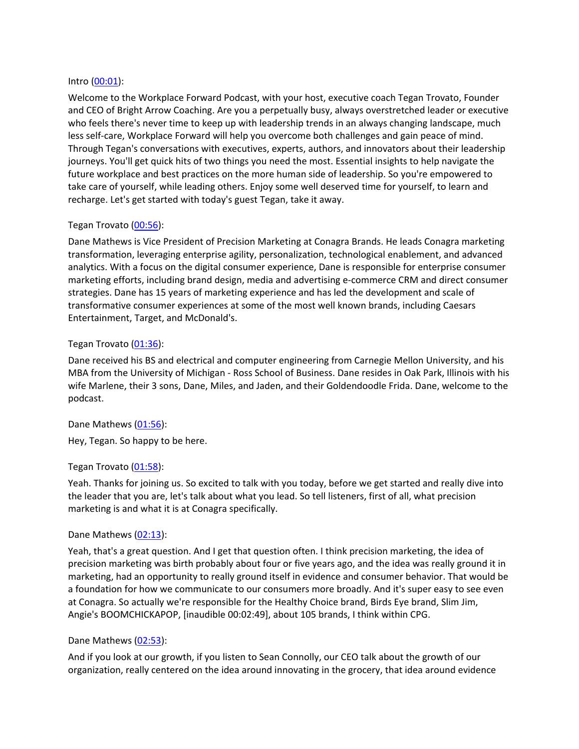Intro ([00:01](#)):

Welcome to the Workplace Forward Podcast, with your host, executive coach Tegan Trovato, Founder and CEO of Bright Arrow Coaching. Are you a perpetually busy, always overstretched leader or executive who feels there's never time to keep up with leadership trends in an always changing landscape, much less self-care, Workplace Forward will help you overcome both challenges and gain peace of mind. Through Tegan's conversations with executives, experts, authors, and innovators about their leadership journeys. You'll get quick hits of two things you need the most. Essential insights to help navigate the future workplace and best practices on the more human side of leadership. So you're empowered to take care of yourself, while leading others. Enjoy some well deserved time for yourself, to learn and recharge. Let's get started with today's guest Tegan, take it away.

Tegan Trovato ([00:56](#)):

Dane Mathews is Vice President of Precision Marketing at Conagra Brands. He leads Conagra marketing transformation, leveraging enterprise agility, personalization, technological enablement, and advanced analytics. With a focus on the digital consumer experience, Dane is responsible for enterprise consumer marketing efforts, including brand design, media and advertising e-commerce CRM and direct consumer strategies. Dane has 15 years of marketing experience and has led the development and scale of transformative consumer experiences at some of the most well known brands, including Caesars Entertainment, Target, and McDonald's.

Tegan Trovato ([01:36](#)):

Dane received his BS and electrical and computer engineering from Carnegie Mellon University, and his MBA from the University of Michigan - Ross School of Business. Dane resides in Oak Park, Illinois with his wife Marlene, their 3 sons, Dane, Miles, and Jaden, and their Goldendoodle Frida. Dane, welcome to the podcast.

Dane Mathews ([01:56](#)):

Hey, Tegan. So happy to be here.

Tegan Trovato ([01:58](#)):

Yeah. Thanks for joining us. So excited to talk with you today, before we get started and really dive into the leader that you are, let's talk about what you lead. So tell listeners, first of all, what precision marketing is and what it is at Conagra specifically.

Dane Mathews ([02:13](#)):

Yeah, that's a great question. And I get that question often. I think precision marketing, the idea of precision marketing was birth probably about four or five years ago, and the idea was really ground it in marketing, had an opportunity to really ground itself in evidence and consumer behavior. That would be a foundation for how we communicate to our consumers more broadly. And it's super easy to see even at Conagra. So actually we're responsible for the Healthy Choice brand, Birds Eye brand, Slim Jim, Angie's BOOMCHICKAPOP, [inaudible 00:02:49], about 105 brands, I think within CPG.

Dane Mathews ([02:53](#)):

And if you look at our growth, if you listen to Sean Connolly, our CEO talk about the growth of our organization, really centered on the idea around innovating in the grocery, that idea around evidence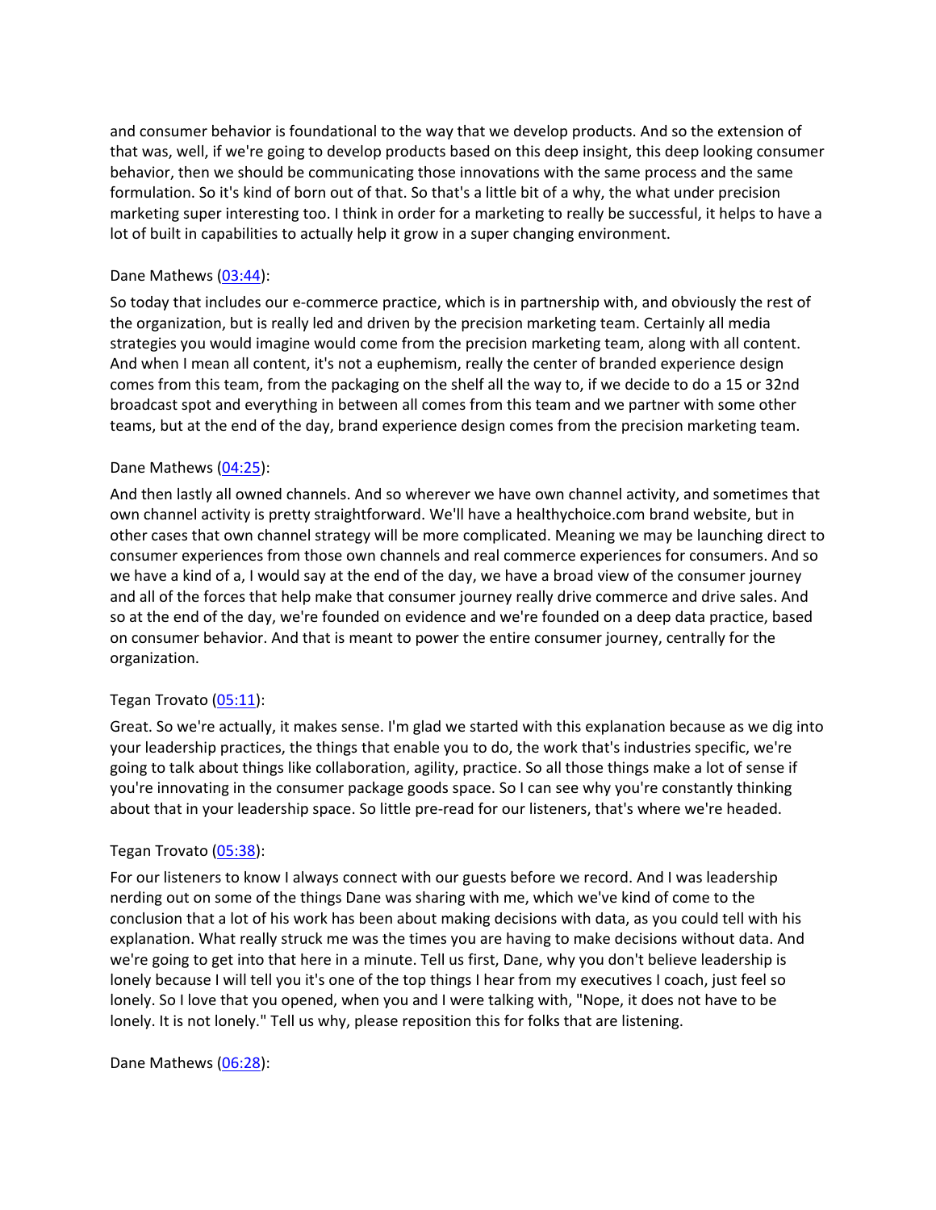and consumer behavior is foundational to the way that we develop products. And so the extension of that was, well, if we're going to develop products based on this deep insight, this deep looking consumer behavior, then we should be communicating those innovations with the same process and the same formulation. So it's kind of born out of that. So that's a little bit of a why, the what under precision marketing super interesting too. I think in order for a marketing to really be successful, it helps to have a lot of built in capabilities to actually help it grow in a super changing environment.

Dane Mathews ([03:44]):

So today that includes our e-commerce practice, which is in partnership with, and obviously the rest of the organization, but is really led and driven by the precision marketing team. Certainly all media strategies you would imagine would come from the precision marketing team, along with all content. And when I mean all content, it's not a euphemism, really the center of branded experience design comes from this team, from the packaging on the shelf all the way to, if we decide to do a 15 or 32nd broadcast spot and everything in between all comes from this team and we partner with some other teams, but at the end of the day, brand experience design comes from the precision marketing team.

Dane Mathews ([04:25]):

And then lastly all owned channels. And so wherever we have own channel activity, and sometimes that own channel activity is pretty straightforward. We'll have a healthychoice.com brand website, but in other cases that own channel strategy will be more complicated. Meaning we may be launching direct to consumer experiences from those own channels and real commerce experiences for consumers. And so we have a kind of a, I would say at the end of the day, we have a broad view of the consumer journey and all of the forces that help make that consumer journey really drive commerce and drive sales. And so at the end of the day, we're founded on evidence and we're founded on a deep data practice, based on consumer behavior. And that is meant to power the entire consumer journey, centrally for the organization.

Tegan Trovato ([05:11]):

Great. So we're actually, it makes sense. I'm glad we started with this explanation because as we dig into your leadership practices, the things that enable you to do, the work that's industries specific, we're going to talk about things like collaboration, agility, practice. So all those things make a lot of sense if you're innovating in the consumer package goods space. So I can see why you're constantly thinking about that in your leadership space. So little pre-read for our listeners, that's where we're headed.

Tegan Trovato ([05:38]):

For our listeners to know I always connect with our guests before we record. And I was leadership nerding out on some of the things Dane was sharing with me, which we've kind of come to the conclusion that a lot of his work has been about making decisions with data, as you could tell with his explanation. What really struck me was the times you are having to make decisions without data. And we're going to get into that here in a minute. Tell us first, Dane, why you don't believe leadership is lonely because I will tell you it's one of the top things I hear from my executives I coach, just feel so lonely. So I love that you opened, when you and I were talking with, "Nope, it does not have to be lonely. It is not lonely." Tell us why, please reposition this for folks that are listening.

Dane Mathews ([06:28]):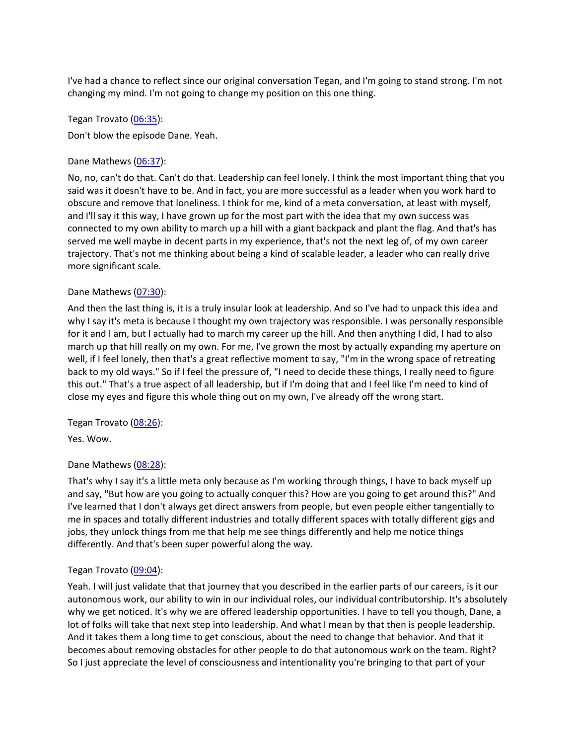I've had a chance to reflect since our original conversation Tegan, and I'm going to stand strong. I'm not changing my mind. I'm not going to change my position on this one thing.

Tegan Trovato ([06:35](#)):

Don't blow the episode Dane. Yeah.

Dane Mathews ([06:37](#)):

No, no, can't do that. Can't do that. Leadership can feel lonely. I think the most important thing that you said was it doesn't have to be. And in fact, you are more successful as a leader when you work hard to obscure and remove that loneliness. I think for me, kind of a meta conversation, at least with myself, and I'll say it this way, I have grown up for the most part with the idea that my own success was connected to my own ability to march up a hill with a giant backpack and plant the flag. And that's has served me well maybe in decent parts in my experience, that's not the next leg of, of my own career trajectory. That's not me thinking about being a kind of scalable leader, a leader who can really drive more significant scale.

Dane Mathews ([07:30](#)):

And then the last thing is, it is a truly insular look at leadership. And so I've had to unpack this idea and why I say it's meta is because I thought my own trajectory was responsible. I was personally responsible for it and I am, but I actually had to march my career up the hill. And then anything I did, I had to also march up that hill really on my own. For me, I've grown the most by actually expanding my aperture on well, if I feel lonely, then that's a great reflective moment to say, "I'm in the wrong space of retreating back to my old ways." So if I feel the pressure of, "I need to decide these things, I really need to figure this out." That's a true aspect of all leadership, but if I'm doing that and I feel like I'm need to kind of close my eyes and figure this whole thing out on my own, I've already off the wrong start.

Tegan Trovato ([08:26](#)):

Yes. Wow.

Dane Mathews ([08:28](#)):

That's why I say it's a little meta only because as I'm working through things, I have to back myself up and say, "But how are you going to actually conquer this? How are you going to get around this?" And I've learned that I don't always get direct answers from people, but even people either tangentially to me in spaces and totally different industries and totally different spaces with totally different gigs and jobs, they unlock things from me that help me see things differently and help me notice things differently. And that's been super powerful along the way.

Tegan Trovato ([09:04](#)):

Yeah. I will just validate that that journey that you described in the earlier parts of our careers, is it our autonomous work, our ability to win in our individual roles, our individual contributorship. It's absolutely why we get noticed. It's why we are offered leadership opportunities. I have to tell you though, Dane, a lot of folks will take that next step into leadership. And what I mean by that then is people leadership. And it takes them a long time to get conscious, about the need to change that behavior. And that it becomes about removing obstacles for other people to do that autonomous work on the team. Right? So I just appreciate the level of consciousness and intentionality you're bringing to that part of your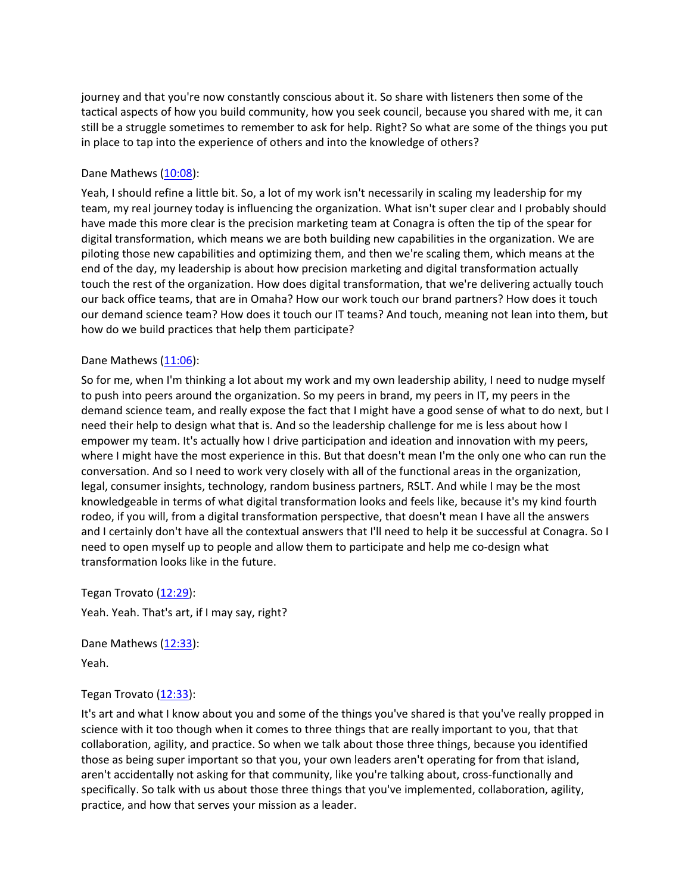journey and that you're now constantly conscious about it. So share with listeners then some of the tactical aspects of how you build community, how you seek council, because you shared with me, it can still be a struggle sometimes to remember to ask for help. Right? So what are some of the things you put in place to tap into the experience of others and into the knowledge of others?

Dane Mathews ([10:08]):

Yeah, I should refine a little bit. So, a lot of my work isn't necessarily in scaling my leadership for my team, my real journey today is influencing the organization. What isn't super clear and I probably should have made this more clear is the precision marketing team at Conagra is often the tip of the spear for digital transformation, which means we are both building new capabilities in the organization. We are piloting those new capabilities and optimizing them, and then we're scaling them, which means at the end of the day, my leadership is about how precision marketing and digital transformation actually touch the rest of the organization. How does digital transformation, that we're delivering actually touch our back office teams, that are in Omaha? How our work touch our brand partners? How does it touch our demand science team? How does it touch our IT teams? And touch, meaning not lean into them, but how do we build practices that help them participate?

Dane Mathews ([11:06]):

So for me, when I'm thinking a lot about my work and my own leadership ability, I need to nudge myself to push into peers around the organization. So my peers in brand, my peers in IT, my peers in the demand science team, and really expose the fact that I might have a good sense of what to do next, but I need their help to design what that is. And so the leadership challenge for me is less about how I empower my team. It's actually how I drive participation and ideation and innovation with my peers, where I might have the most experience in this. But that doesn't mean I'm the only one who can run the conversation. And so I need to work very closely with all of the functional areas in the organization, legal, consumer insights, technology, random business partners, RSLT. And while I may be the most knowledgeable in terms of what digital transformation looks and feels like, because it's my kind fourth rodeo, if you will, from a digital transformation perspective, that doesn't mean I have all the answers and I certainly don't have all the contextual answers that I'll need to help it be successful at Conagra. So I need to open myself up to people and allow them to participate and help me co-design what transformation looks like in the future.

Tegan Trovato ([12:29]):

Yeah. Yeah. That's art, if I may say, right?

Dane Mathews ([12:33]):

Yeah.

Tegan Trovato ([12:33]):

It's art and what I know about you and some of the things you've shared is that you've really propped in science with it too though when it comes to three things that are really important to you, that that collaboration, agility, and practice. So when we talk about those three things, because you identified those as being super important so that you, your own leaders aren't operating for from that island, aren't accidentally not asking for that community, like you're talking about, cross-functionally and specifically. So talk with us about those three things that you've implemented, collaboration, agility, practice, and how that serves your mission as a leader.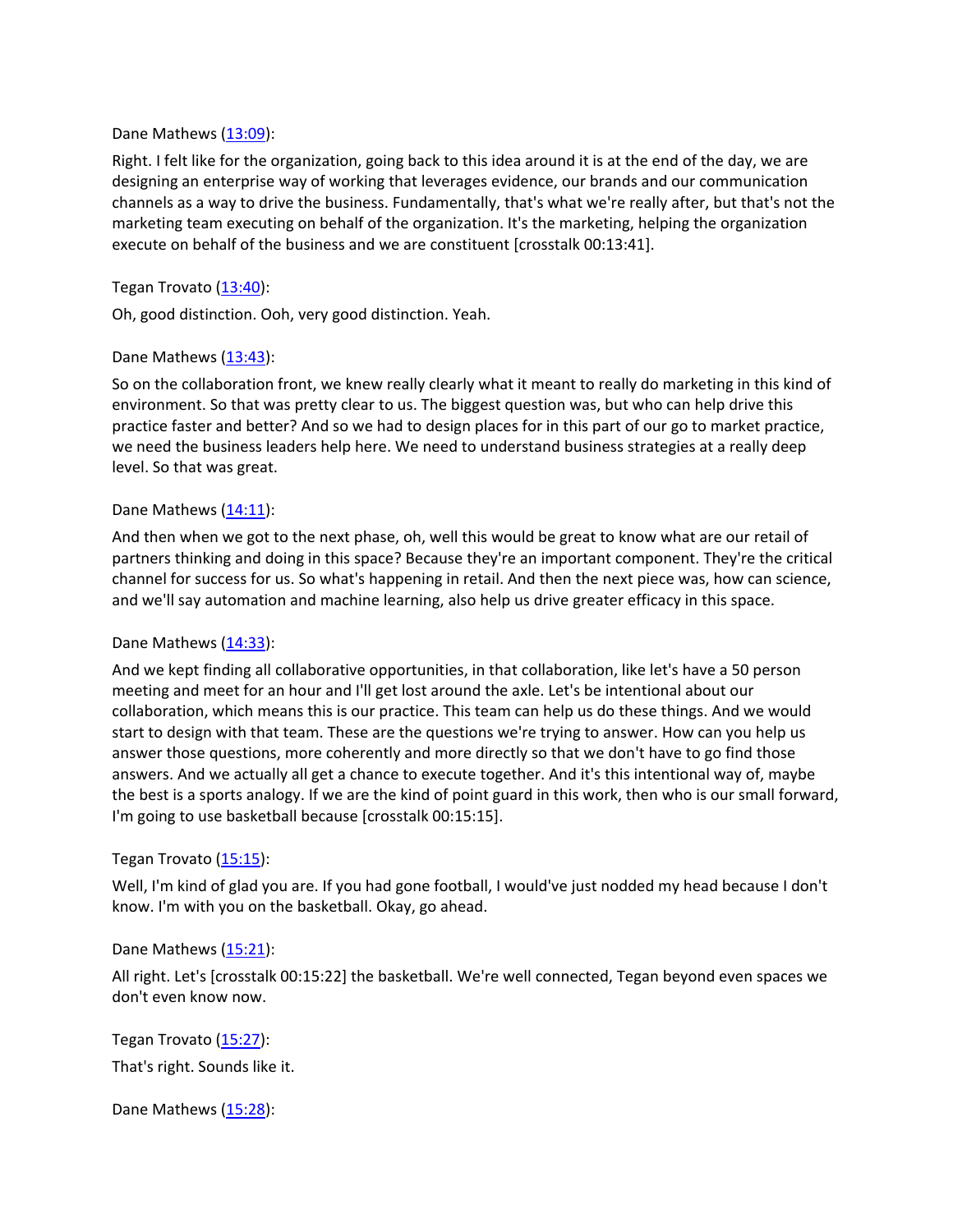Dane Mathews ([13:09]()):

Right. I felt like for the organization, going back to this idea around it is at the end of the day, we are designing an enterprise way of working that leverages evidence, our brands and our communication channels as a way to drive the business. Fundamentally, that's what we're really after, but that's not the marketing team executing on behalf of the organization. It's the marketing, helping the organization execute on behalf of the business and we are constituent [crosstalk 00:13:41].

Tegan Trovato ([13:40]()):

Oh, good distinction. Ooh, very good distinction. Yeah.

Dane Mathews ([13:43]()):

So on the collaboration front, we knew really clearly what it meant to really do marketing in this kind of environment. So that was pretty clear to us. The biggest question was, but who can help drive this practice faster and better? And so we had to design places for in this part of our go to market practice, we need the business leaders help here. We need to understand business strategies at a really deep level. So that was great.

Dane Mathews ([14:11]()):

And then when we got to the next phase, oh, well this would be great to know what are our retail of partners thinking and doing in this space? Because they're an important component. They're the critical channel for success for us. So what's happening in retail. And then the next piece was, how can science, and we'll say automation and machine learning, also help us drive greater efficacy in this space.

Dane Mathews ([14:33]()):

And we kept finding all collaborative opportunities, in that collaboration, like let's have a 50 person meeting and meet for an hour and I'll get lost around the axle. Let's be intentional about our collaboration, which means this is our practice. This team can help us do these things. And we would start to design with that team. These are the questions we're trying to answer. How can you help us answer those questions, more coherently and more directly so that we don't have to go find those answers. And we actually all get a chance to execute together. And it's this intentional way of, maybe the best is a sports analogy. If we are the kind of point guard in this work, then who is our small forward, I'm going to use basketball because [crosstalk 00:15:15].

Tegan Trovato ([15:15]()):

Well, I'm kind of glad you are. If you had gone football, I would've just nodded my head because I don't know. I'm with you on the basketball. Okay, go ahead.

Dane Mathews ([15:21]()):

All right. Let's [crosstalk 00:15:22] the basketball. We're well connected, Tegan beyond even spaces we don't even know now.

Tegan Trovato ([15:27]()):

That's right. Sounds like it.

Dane Mathews ([15:28]()):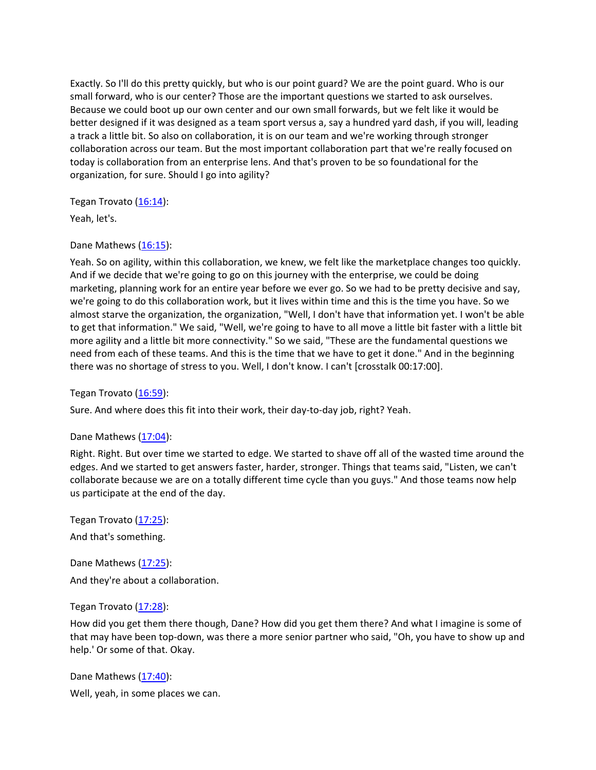Exactly. So I'll do this pretty quickly, but who is our point guard? We are the point guard. Who is our small forward, who is our center? Those are the important questions we started to ask ourselves. Because we could boot up our own center and our own small forwards, but we felt like it would be better designed if it was designed as a team sport versus a, say a hundred yard dash, if you will, leading a track a little bit. So also on collaboration, it is on our team and we're working through stronger collaboration across our team. But the most important collaboration part that we're really focused on today is collaboration from an enterprise lens. And that's proven to be so foundational for the organization, for sure. Should I go into agility?

Tegan Trovato (16:14):

Yeah, let's.

Dane Mathews (16:15):

Yeah. So on agility, within this collaboration, we knew, we felt like the marketplace changes too quickly. And if we decide that we're going to go on this journey with the enterprise, we could be doing marketing, planning work for an entire year before we ever go. So we had to be pretty decisive and say, we're going to do this collaboration work, but it lives within time and this is the time you have. So we almost starve the organization, the organization, "Well, I don't have that information yet. I won't be able to get that information." We said, "Well, we're going to have to all move a little bit faster with a little bit more agility and a little bit more connectivity." So we said, "These are the fundamental questions we need from each of these teams. And this is the time that we have to get it done." And in the beginning there was no shortage of stress to you. Well, I don't know. I can't [crosstalk 00:17:00].

Tegan Trovato (16:59):

Sure. And where does this fit into their work, their day-to-day job, right? Yeah.

Dane Mathews (17:04):

Right. Right. But over time we started to edge. We started to shave off all of the wasted time around the edges. And we started to get answers faster, harder, stronger. Things that teams said, "Listen, we can't collaborate because we are on a totally different time cycle than you guys." And those teams now help us participate at the end of the day.

Tegan Trovato (17:25):

And that's something.

Dane Mathews (17:25):

And they're about a collaboration.

Tegan Trovato (17:28):

How did you get them there though, Dane? How did you get them there? And what I imagine is some of that may have been top-down, was there a more senior partner who said, "Oh, you have to show up and help.' Or some of that. Okay.

Dane Mathews (17:40):

Well, yeah, in some places we can.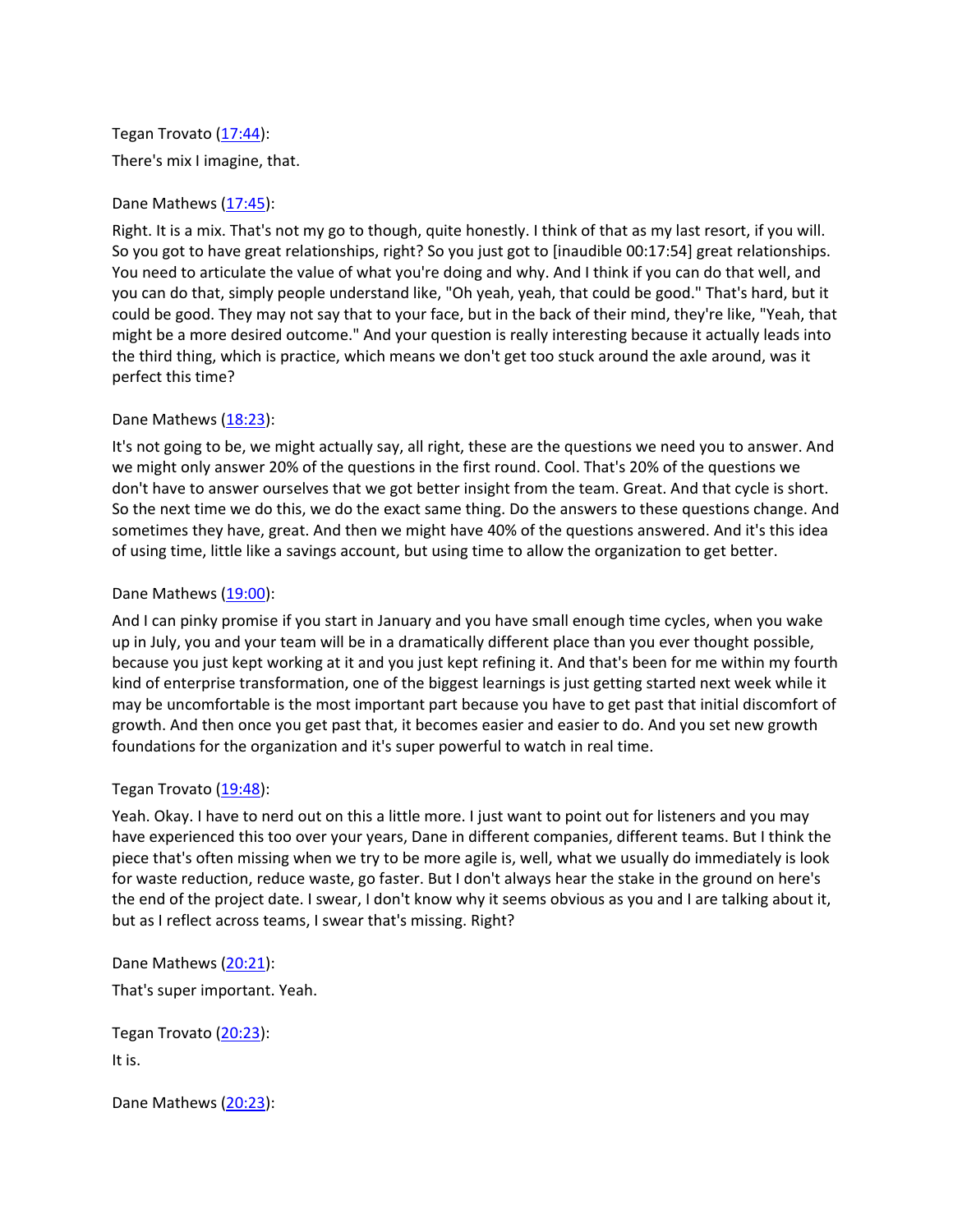Tegan Trovato ([17:44](#)):

There's mix I imagine, that.

Dane Mathews ([17:45](#)):

Right. It is a mix. That's not my go to though, quite honestly. I think of that as my last resort, if you will. So you got to have great relationships, right? So you just got to [inaudible 00:17:54] great relationships. You need to articulate the value of what you're doing and why. And I think if you can do that well, and you can do that, simply people understand like, "Oh yeah, yeah, that could be good." That's hard, but it could be good. They may not say that to your face, but in the back of their mind, they're like, "Yeah, that might be a more desired outcome." And your question is really interesting because it actually leads into the third thing, which is practice, which means we don't get too stuck around the axle around, was it perfect this time?

Dane Mathews ([18:23](#)):

It's not going to be, we might actually say, all right, these are the questions we need you to answer. And we might only answer 20% of the questions in the first round. Cool. That's 20% of the questions we don't have to answer ourselves that we got better insight from the team. Great. And that cycle is short. So the next time we do this, we do the exact same thing. Do the answers to these questions change. And sometimes they have, great. And then we might have 40% of the questions answered. And it's this idea of using time, little like a savings account, but using time to allow the organization to get better.

Dane Mathews ([19:00](#)):

And I can pinky promise if you start in January and you have small enough time cycles, when you wake up in July, you and your team will be in a dramatically different place than you ever thought possible, because you just kept working at it and you just kept refining it. And that's been for me within my fourth kind of enterprise transformation, one of the biggest learnings is just getting started next week while it may be uncomfortable is the most important part because you have to get past that initial discomfort of growth. And then once you get past that, it becomes easier and easier to do. And you set new growth foundations for the organization and it's super powerful to watch in real time.

Tegan Trovato ([19:48](#)):

Yeah. Okay. I have to nerd out on this a little more. I just want to point out for listeners and you may have experienced this too over your years, Dane in different companies, different teams. But I think the piece that's often missing when we try to be more agile is, well, what we usually do immediately is look for waste reduction, reduce waste, go faster. But I don't always hear the stake in the ground on here's the end of the project date. I swear, I don't know why it seems obvious as you and I are talking about it, but as I reflect across teams, I swear that's missing. Right?

Dane Mathews ([20:21](#)):

That's super important. Yeah.

Tegan Trovato ([20:23](#)):

It is.

Dane Mathews ([20:23](#)):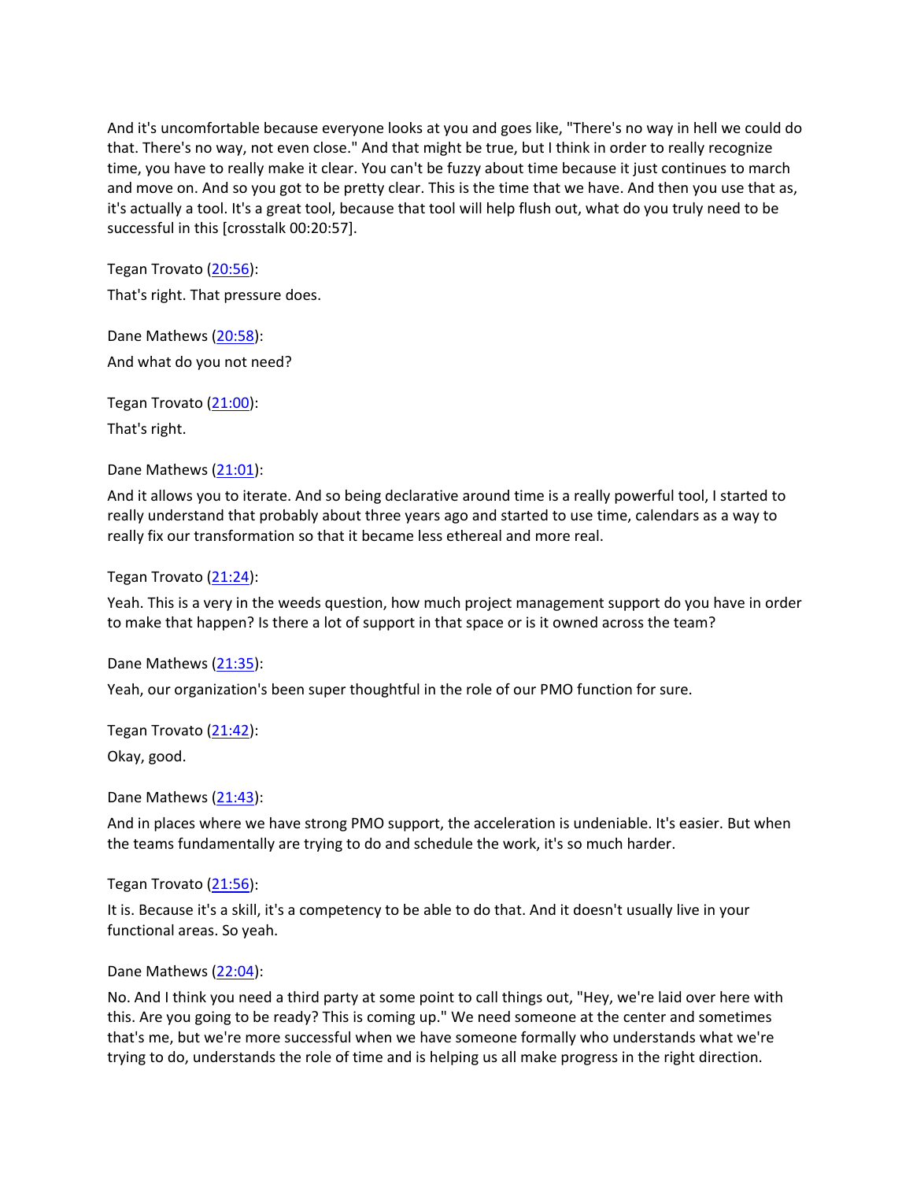And it's uncomfortable because everyone looks at you and goes like, "There's no way in hell we could do that. There's no way, not even close." And that might be true, but I think in order to really recognize time, you have to really make it clear. You can't be fuzzy about time because it just continues to march and move on. And so you got to be pretty clear. This is the time that we have. And then you use that as, it's actually a tool. It's a great tool, because that tool will help flush out, what do you truly need to be successful in this [crosstalk 00:20:57].

Tegan Trovato ([20:56](#)):

That's right. That pressure does.

Dane Mathews ([20:58](#)):

And what do you not need?

Tegan Trovato ([21:00](#)):

That's right.

Dane Mathews ([21:01](#)):

And it allows you to iterate. And so being declarative around time is a really powerful tool, I started to really understand that probably about three years ago and started to use time, calendars as a way to really fix our transformation so that it became less ethereal and more real.

Tegan Trovato ([21:24](#)):

Yeah. This is a very in the weeds question, how much project management support do you have in order to make that happen? Is there a lot of support in that space or is it owned across the team?

Dane Mathews ([21:35](#)):

Yeah, our organization's been super thoughtful in the role of our PMO function for sure.

Tegan Trovato ([21:42](#)):

Okay, good.

Dane Mathews ([21:43](#)):

And in places where we have strong PMO support, the acceleration is undeniable. It's easier. But when the teams fundamentally are trying to do and schedule the work, it's so much harder.

Tegan Trovato ([21:56](#)):

It is. Because it's a skill, it's a competency to be able to do that. And it doesn't usually live in your functional areas. So yeah.

Dane Mathews ([22:04](#)):

No. And I think you need a third party at some point to call things out, "Hey, we're laid over here with this. Are you going to be ready? This is coming up." We need someone at the center and sometimes that's me, but we're more successful when we have someone formally who understands what we're trying to do, understands the role of time and is helping us all make progress in the right direction.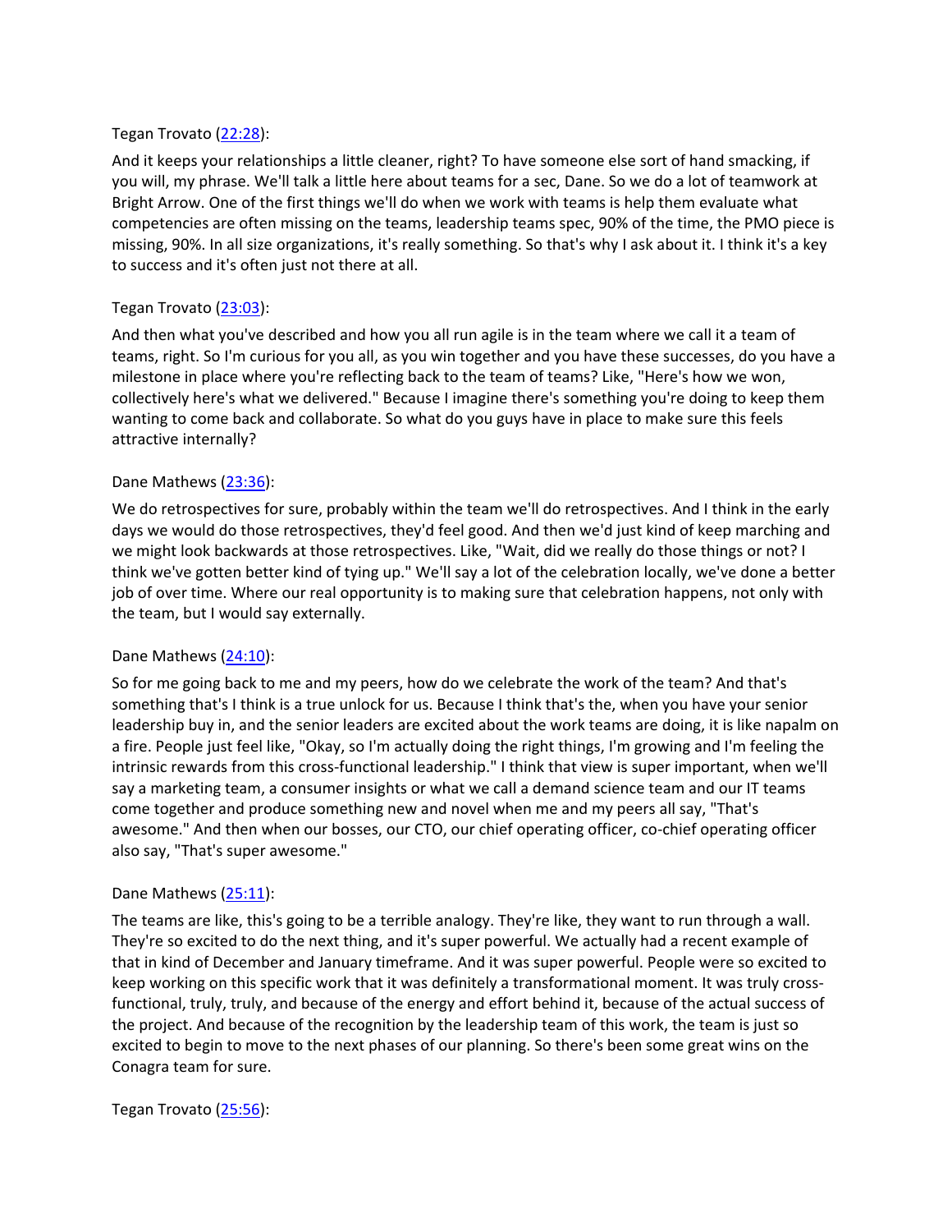Tegan Trovato ([22:28](#)):

And it keeps your relationships a little cleaner, right? To have someone else sort of hand smacking, if you will, my phrase. We'll talk a little here about teams for a sec, Dane. So we do a lot of teamwork at Bright Arrow. One of the first things we'll do when we work with teams is help them evaluate what competencies are often missing on the teams, leadership teams spec, 90% of the time, the PMO piece is missing, 90%. In all size organizations, it's really something. So that's why I ask about it. I think it's a key to success and it's often just not there at all.

Tegan Trovato ([23:03](#)):

And then what you've described and how you all run agile is in the team where we call it a team of teams, right. So I'm curious for you all, as you win together and you have these successes, do you have a milestone in place where you're reflecting back to the team of teams? Like, "Here's how we won, collectively here's what we delivered." Because I imagine there's something you're doing to keep them wanting to come back and collaborate. So what do you guys have in place to make sure this feels attractive internally?

Dane Mathews ([23:36](#)):

We do retrospectives for sure, probably within the team we'll do retrospectives. And I think in the early days we would do those retrospectives, they'd feel good. And then we'd just kind of keep marching and we might look backwards at those retrospectives. Like, "Wait, did we really do those things or not? I think we've gotten better kind of tying up." We'll say a lot of the celebration locally, we've done a better job of over time. Where our real opportunity is to making sure that celebration happens, not only with the team, but I would say externally.

Dane Mathews ([24:10](#)):

So for me going back to me and my peers, how do we celebrate the work of the team? And that's something that's I think is a true unlock for us. Because I think that's the, when you have your senior leadership buy in, and the senior leaders are excited about the work teams are doing, it is like napalm on a fire. People just feel like, "Okay, so I'm actually doing the right things, I'm growing and I'm feeling the intrinsic rewards from this cross-functional leadership." I think that view is super important, when we'll say a marketing team, a consumer insights or what we call a demand science team and our IT teams come together and produce something new and novel when me and my peers all say, "That's awesome." And then when our bosses, our CTO, our chief operating officer, co-chief operating officer also say, "That's super awesome."

Dane Mathews ([25:11](#)):

The teams are like, this's going to be a terrible analogy. They're like, they want to run through a wall. They're so excited to do the next thing, and it's super powerful. We actually had a recent example of that in kind of December and January timeframe. And it was super powerful. People were so excited to keep working on this specific work that it was definitely a transformational moment. It was truly cross-functional, truly, truly, and because of the energy and effort behind it, because of the actual success of the project. And because of the recognition by the leadership team of this work, the team is just so excited to begin to move to the next phases of our planning. So there's been some great wins on the Conagra team for sure.

Tegan Trovato ([25:56](#)):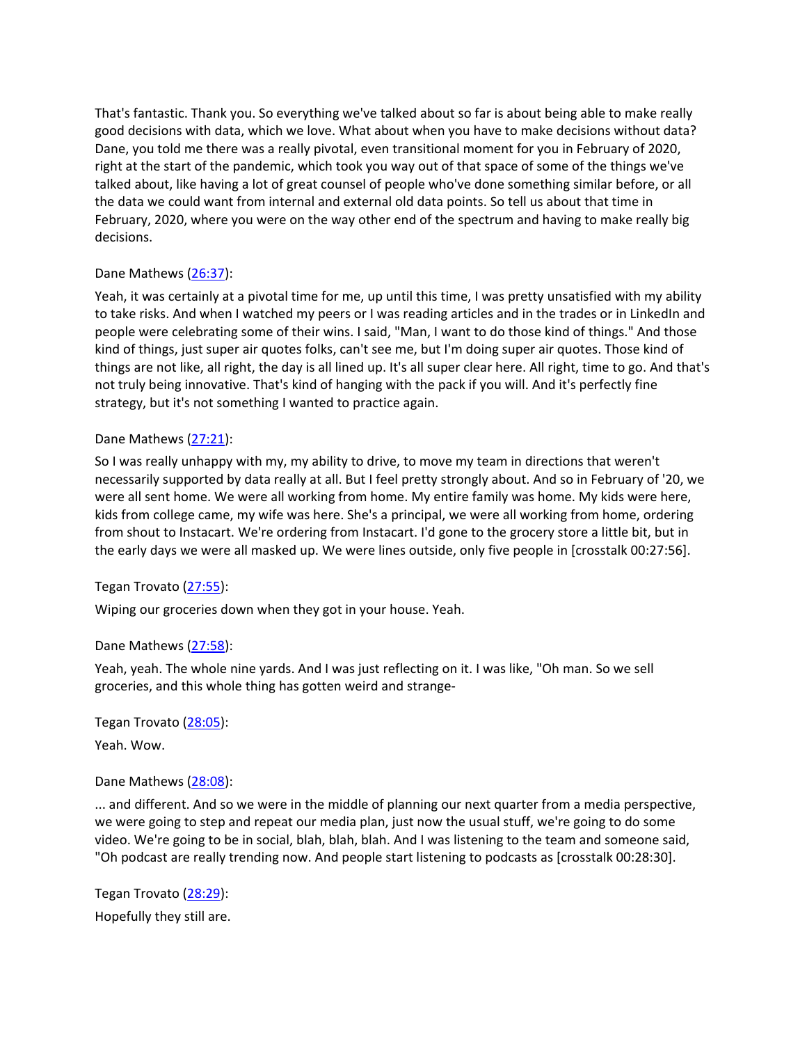That's fantastic. Thank you. So everything we've talked about so far is about being able to make really good decisions with data, which we love. What about when you have to make decisions without data? Dane, you told me there was a really pivotal, even transitional moment for you in February of 2020, right at the start of the pandemic, which took you way out of that space of some of the things we've talked about, like having a lot of great counsel of people who've done something similar before, or all the data we could want from internal and external old data points. So tell us about that time in February, 2020, where you were on the way other end of the spectrum and having to make really big decisions.

Dane Mathews (26:37):

Yeah, it was certainly at a pivotal time for me, up until this time, I was pretty unsatisfied with my ability to take risks. And when I watched my peers or I was reading articles and in the trades or in LinkedIn and people were celebrating some of their wins. I said, "Man, I want to do those kind of things." And those kind of things, just super air quotes folks, can't see me, but I'm doing super air quotes. Those kind of things are not like, all right, the day is all lined up. It's all super clear here. All right, time to go. And that's not truly being innovative. That's kind of hanging with the pack if you will. And it's perfectly fine strategy, but it's not something I wanted to practice again.

Dane Mathews (27:21):

So I was really unhappy with my, my ability to drive, to move my team in directions that weren't necessarily supported by data really at all. But I feel pretty strongly about. And so in February of '20, we were all sent home. We were all working from home. My entire family was home. My kids were here, kids from college came, my wife was here. She's a principal, we were all working from home, ordering from shout to Instacart. We're ordering from Instacart. I'd gone to the grocery store a little bit, but in the early days we were all masked up. We were lines outside, only five people in [crosstalk 00:27:56].

Tegan Trovato (27:55):

Wiping our groceries down when they got in your house. Yeah.

Dane Mathews (27:58):

Yeah, yeah. The whole nine yards. And I was just reflecting on it. I was like, "Oh man. So we sell groceries, and this whole thing has gotten weird and strange-

Tegan Trovato (28:05):

Yeah. Wow.

Dane Mathews (28:08):

... and different. And so we were in the middle of planning our next quarter from a media perspective, we were going to step and repeat our media plan, just now the usual stuff, we're going to do some video. We're going to be in social, blah, blah, blah. And I was listening to the team and someone said, "Oh podcast are really trending now. And people start listening to podcasts as [crosstalk 00:28:30].

Tegan Trovato (28:29):

Hopefully they still are.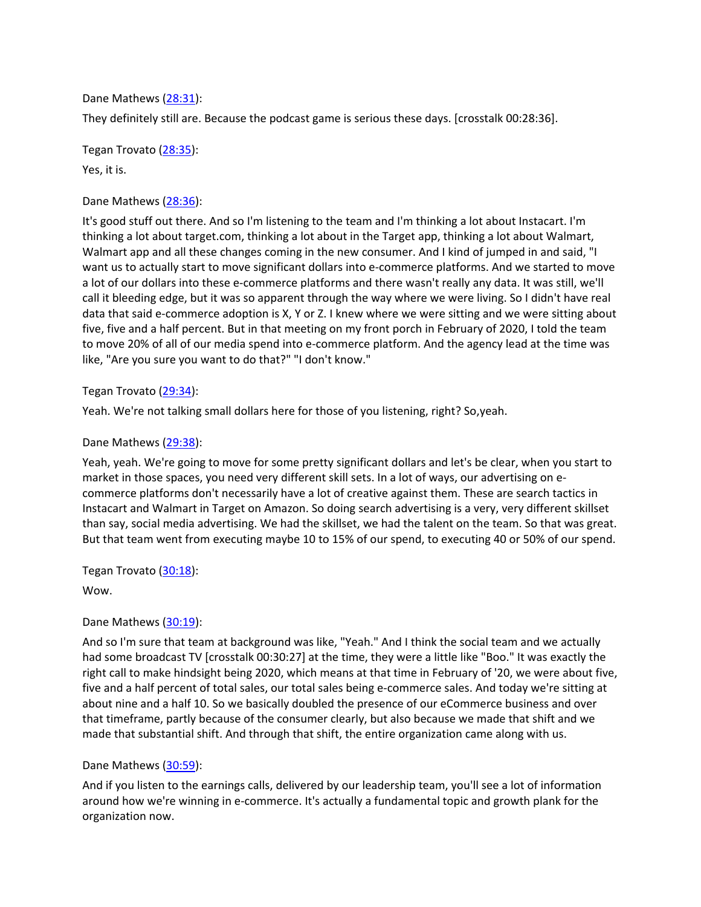Dane Mathews ([28:31](#)):

They definitely still are. Because the podcast game is serious these days. [crosstalk 00:28:36].

Tegan Trovato ([28:35](#)):

Yes, it is.

Dane Mathews ([28:36](#)):

It's good stuff out there. And so I'm listening to the team and I'm thinking a lot about Instacart. I'm thinking a lot about target.com, thinking a lot about in the Target app, thinking a lot about Walmart, Walmart app and all these changes coming in the new consumer. And I kind of jumped in and said, "I want us to actually start to move significant dollars into e-commerce platforms. And we started to move a lot of our dollars into these e-commerce platforms and there wasn't really any data. It was still, we'll call it bleeding edge, but it was so apparent through the way where we were living. So I didn't have real data that said e-commerce adoption is X, Y or Z. I knew where we were sitting and we were sitting about five, five and a half percent. But in that meeting on my front porch in February of 2020, I told the team to move 20% of all of our media spend into e-commerce platform. And the agency lead at the time was like, "Are you sure you want to do that?" "I don't know."

Tegan Trovato ([29:34](#)):

Yeah. We're not talking small dollars here for those of you listening, right? So,yeah.

Dane Mathews ([29:38](#)):

Yeah, yeah. We're going to move for some pretty significant dollars and let's be clear, when you start to market in those spaces, you need very different skill sets. In a lot of ways, our advertising on e-commerce platforms don't necessarily have a lot of creative against them. These are search tactics in Instacart and Walmart in Target on Amazon. So doing search advertising is a very, very different skillset than say, social media advertising. We had the skillset, we had the talent on the team. So that was great. But that team went from executing maybe 10 to 15% of our spend, to executing 40 or 50% of our spend.

Tegan Trovato ([30:18](#)):

Wow.

Dane Mathews ([30:19](#)):

And so I'm sure that team at background was like, "Yeah." And I think the social team and we actually had some broadcast TV [crosstalk 00:30:27] at the time, they were a little like "Boo." It was exactly the right call to make hindsight being 2020, which means at that time in February of '20, we were about five, five and a half percent of total sales, our total sales being e-commerce sales. And today we're sitting at about nine and a half 10. So we basically doubled the presence of our eCommerce business and over that timeframe, partly because of the consumer clearly, but also because we made that shift and we made that substantial shift. And through that shift, the entire organization came along with us.

Dane Mathews ([30:59](#)):

And if you listen to the earnings calls, delivered by our leadership team, you'll see a lot of information around how we're winning in e-commerce. It's actually a fundamental topic and growth plank for the organization now.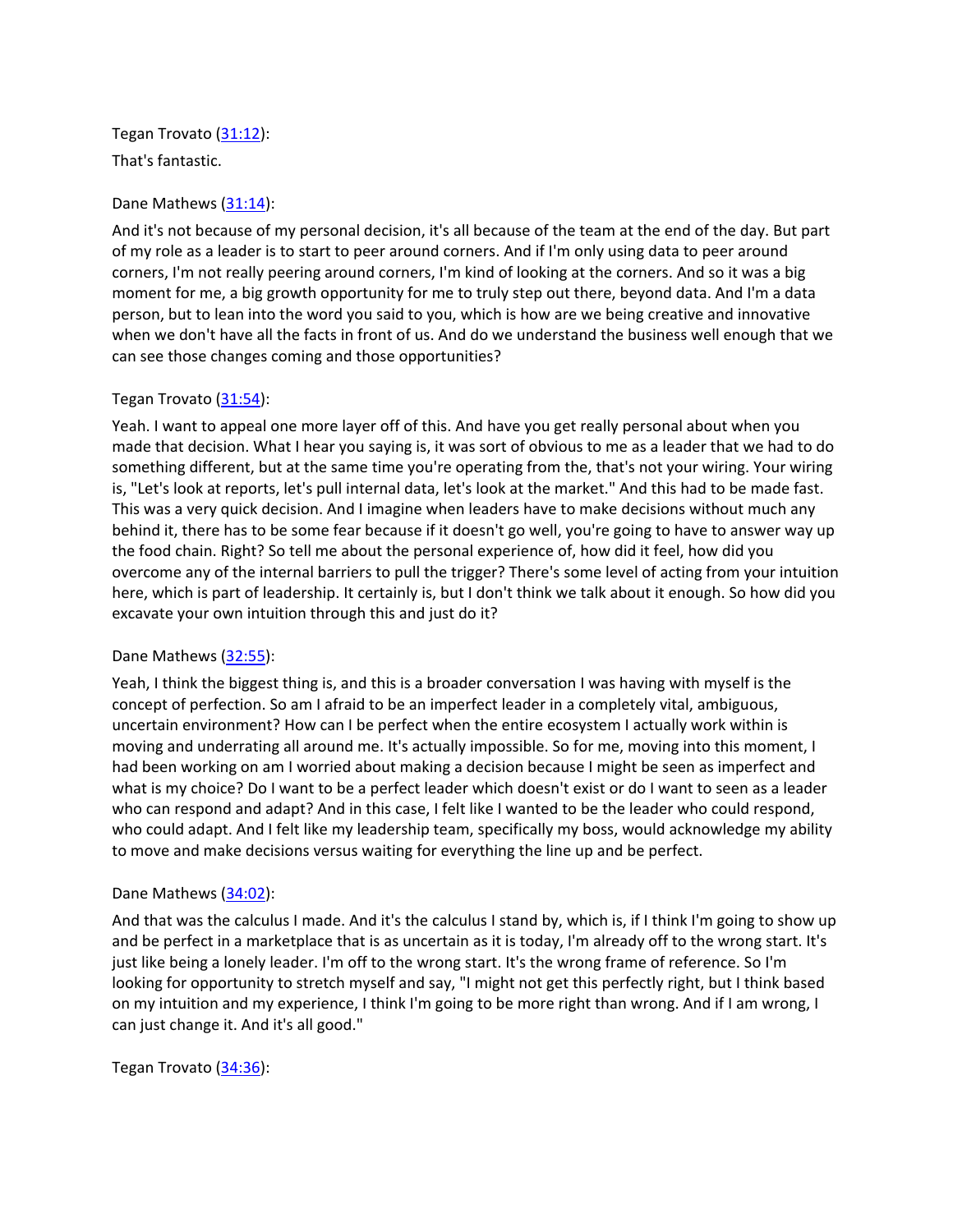Tegan Trovato ([31:12]()):

That's fantastic.

Dane Mathews ([31:14]()):

And it's not because of my personal decision, it's all because of the team at the end of the day. But part of my role as a leader is to start to peer around corners. And if I'm only using data to peer around corners, I'm not really peering around corners, I'm kind of looking at the corners. And so it was a big moment for me, a big growth opportunity for me to truly step out there, beyond data. And I'm a data person, but to lean into the word you said to you, which is how are we being creative and innovative when we don't have all the facts in front of us. And do we understand the business well enough that we can see those changes coming and those opportunities?

Tegan Trovato ([31:54]()):

Yeah. I want to appeal one more layer off of this. And have you get really personal about when you made that decision. What I hear you saying is, it was sort of obvious to me as a leader that we had to do something different, but at the same time you're operating from the, that's not your wiring. Your wiring is, "Let's look at reports, let's pull internal data, let's look at the market." And this had to be made fast. This was a very quick decision. And I imagine when leaders have to make decisions without much any behind it, there has to be some fear because if it doesn't go well, you're going to have to answer way up the food chain. Right? So tell me about the personal experience of, how did it feel, how did you overcome any of the internal barriers to pull the trigger? There's some level of acting from your intuition here, which is part of leadership. It certainly is, but I don't think we talk about it enough. So how did you excavate your own intuition through this and just do it?

Dane Mathews ([32:55]()):

Yeah, I think the biggest thing is, and this is a broader conversation I was having with myself is the concept of perfection. So am I afraid to be an imperfect leader in a completely vital, ambiguous, uncertain environment? How can I be perfect when the entire ecosystem I actually work within is moving and underrating all around me. It's actually impossible. So for me, moving into this moment, I had been working on am I worried about making a decision because I might be seen as imperfect and what is my choice? Do I want to be a perfect leader which doesn't exist or do I want to seen as a leader who can respond and adapt? And in this case, I felt like I wanted to be the leader who could respond, who could adapt. And I felt like my leadership team, specifically my boss, would acknowledge my ability to move and make decisions versus waiting for everything the line up and be perfect.

Dane Mathews ([34:02]()):

And that was the calculus I made. And it's the calculus I stand by, which is, if I think I'm going to show up and be perfect in a marketplace that is as uncertain as it is today, I'm already off to the wrong start. It's just like being a lonely leader. I'm off to the wrong start. It's the wrong frame of reference. So I'm looking for opportunity to stretch myself and say, "I might not get this perfectly right, but I think based on my intuition and my experience, I think I'm going to be more right than wrong. And if I am wrong, I can just change it. And it's all good."

Tegan Trovato ([34:36]()):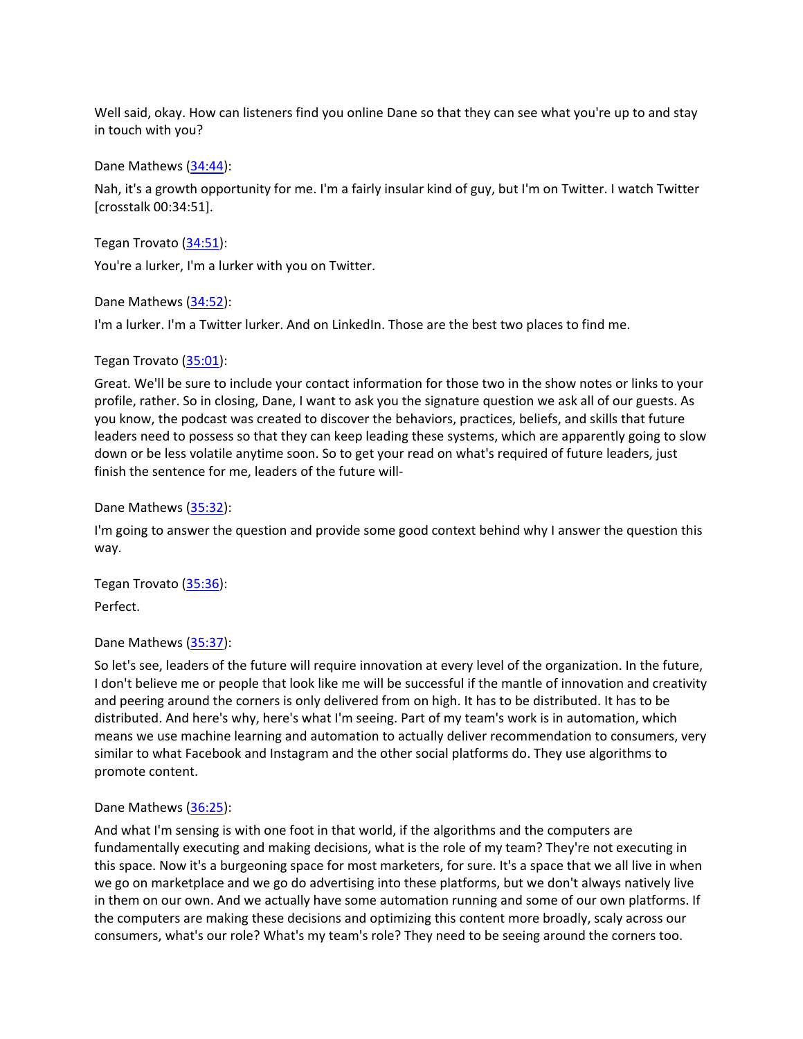Well said, okay. How can listeners find you online Dane so that they can see what you're up to and stay in touch with you?

Dane Mathews ([34:44](#)):

Nah, it's a growth opportunity for me. I'm a fairly insular kind of guy, but I'm on Twitter. I watch Twitter [crosstalk 00:34:51].

Tegan Trovato ([34:51](#)):

You're a lurker, I'm a lurker with you on Twitter.

Dane Mathews ([34:52](#)):

I'm a lurker. I'm a Twitter lurker. And on LinkedIn. Those are the best two places to find me.

Tegan Trovato ([35:01](#)):

Great. We'll be sure to include your contact information for those two in the show notes or links to your profile, rather. So in closing, Dane, I want to ask you the signature question we ask all of our guests. As you know, the podcast was created to discover the behaviors, practices, beliefs, and skills that future leaders need to possess so that they can keep leading these systems, which are apparently going to slow down or be less volatile anytime soon. So to get your read on what's required of future leaders, just finish the sentence for me, leaders of the future will-

Dane Mathews ([35:32](#)):

I'm going to answer the question and provide some good context behind why I answer the question this way.

Tegan Trovato ([35:36](#)):

Perfect.

Dane Mathews ([35:37](#)):

So let's see, leaders of the future will require innovation at every level of the organization. In the future, I don't believe me or people that look like me will be successful if the mantle of innovation and creativity and peering around the corners is only delivered from on high. It has to be distributed. It has to be distributed. And here's why, here's what I'm seeing. Part of my team's work is in automation, which means we use machine learning and automation to actually deliver recommendation to consumers, very similar to what Facebook and Instagram and the other social platforms do. They use algorithms to promote content.

Dane Mathews ([36:25](#)):

And what I'm sensing is with one foot in that world, if the algorithms and the computers are fundamentally executing and making decisions, what is the role of my team? They're not executing in this space. Now it's a burgeoning space for most marketers, for sure. It's a space that we all live in when we go on marketplace and we go do advertising into these platforms, but we don't always natively live in them on our own. And we actually have some automation running and some of our own platforms. If the computers are making these decisions and optimizing this content more broadly, scaly across our consumers, what's our role? What's my team's role? They need to be seeing around the corners too.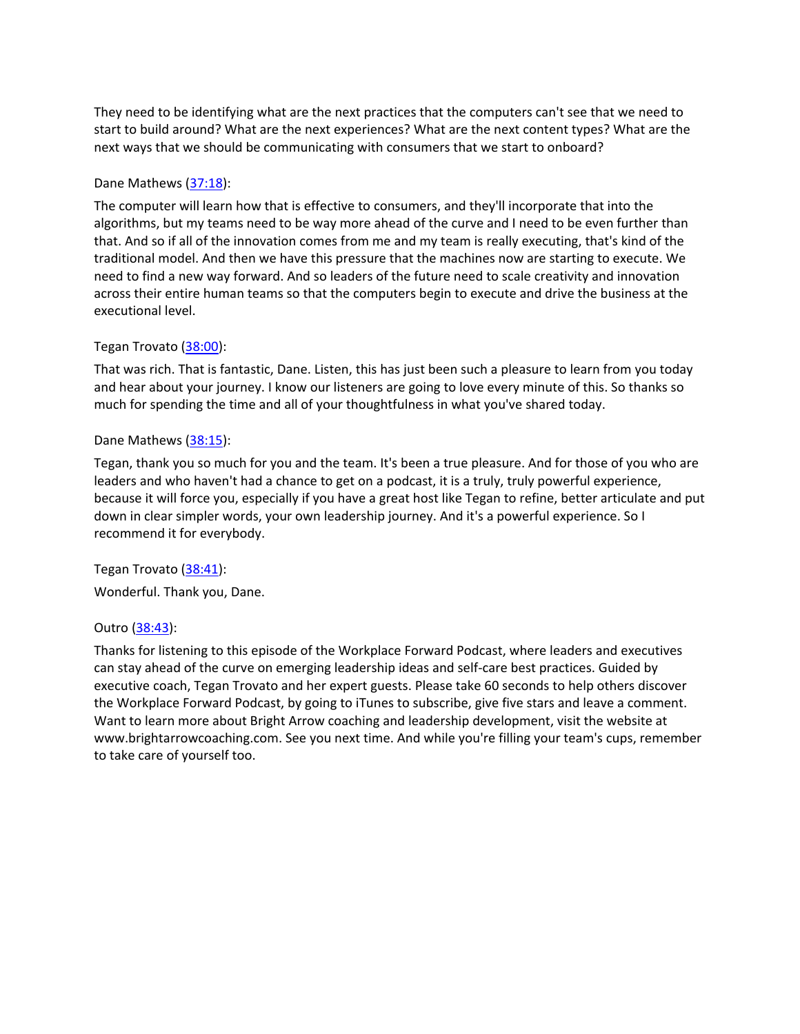They need to be identifying what are the next practices that the computers can't see that we need to start to build around? What are the next experiences? What are the next content types? What are the next ways that we should be communicating with consumers that we start to onboard?

Dane Mathews ([37:18]):

The computer will learn how that is effective to consumers, and they'll incorporate that into the algorithms, but my teams need to be way more ahead of the curve and I need to be even further than that. And so if all of the innovation comes from me and my team is really executing, that's kind of the traditional model. And then we have this pressure that the machines now are starting to execute. We need to find a new way forward. And so leaders of the future need to scale creativity and innovation across their entire human teams so that the computers begin to execute and drive the business at the executional level.

Tegan Trovato ([38:00]):

That was rich. That is fantastic, Dane. Listen, this has just been such a pleasure to learn from you today and hear about your journey. I know our listeners are going to love every minute of this. So thanks so much for spending the time and all of your thoughtfulness in what you've shared today.

Dane Mathews ([38:15]):

Tegan, thank you so much for you and the team. It's been a true pleasure. And for those of you who are leaders and who haven't had a chance to get on a podcast, it is a truly, truly powerful experience, because it will force you, especially if you have a great host like Tegan to refine, better articulate and put down in clear simpler words, your own leadership journey. And it's a powerful experience. So I recommend it for everybody.

Tegan Trovato ([38:41]):

Wonderful. Thank you, Dane.

Outro ([38:43]):

Thanks for listening to this episode of the Workplace Forward Podcast, where leaders and executives can stay ahead of the curve on emerging leadership ideas and self-care best practices. Guided by executive coach, Tegan Trovato and her expert guests. Please take 60 seconds to help others discover the Workplace Forward Podcast, by going to iTunes to subscribe, give five stars and leave a comment. Want to learn more about Bright Arrow coaching and leadership development, visit the website at www.brightarrowcoaching.com. See you next time. And while you're filling your team's cups, remember to take care of yourself too.